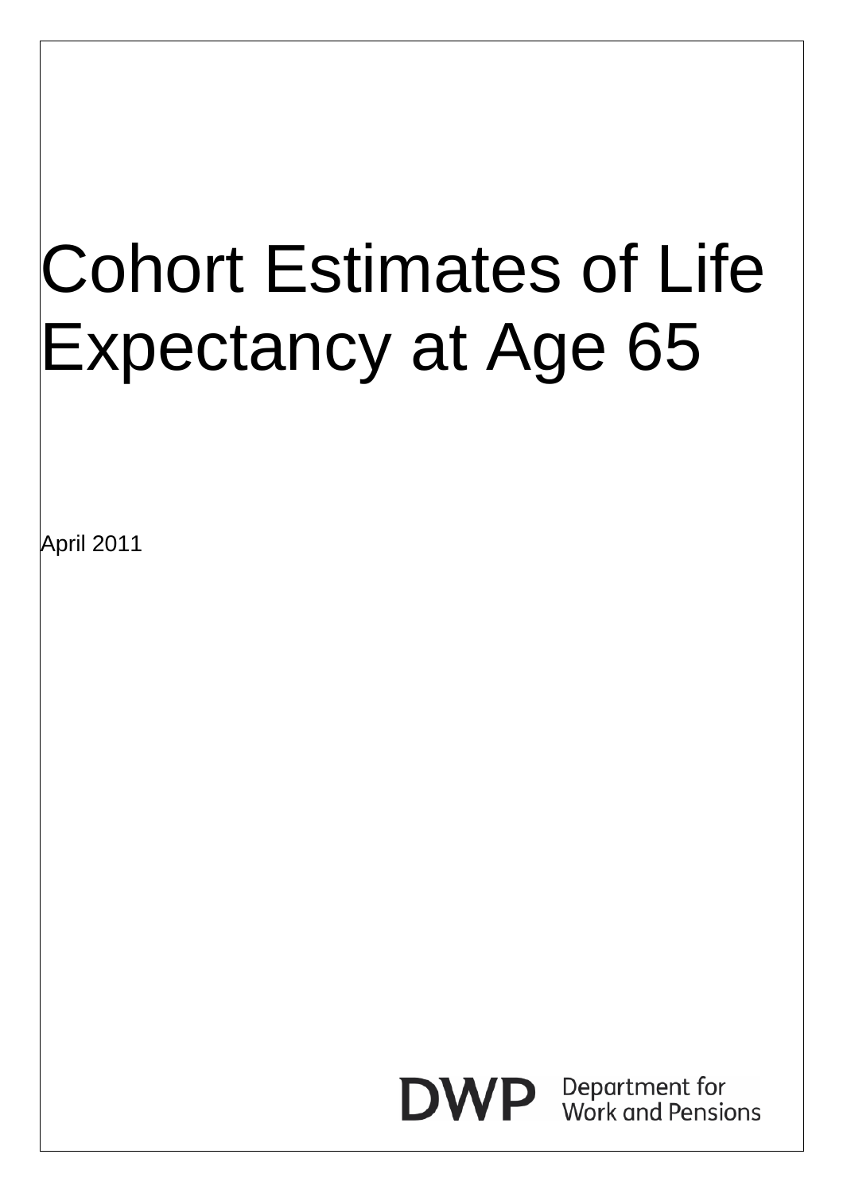# Cohort Estimates of Life Expectancy at Age 65

April 2011

DWP Department for Work and Pensions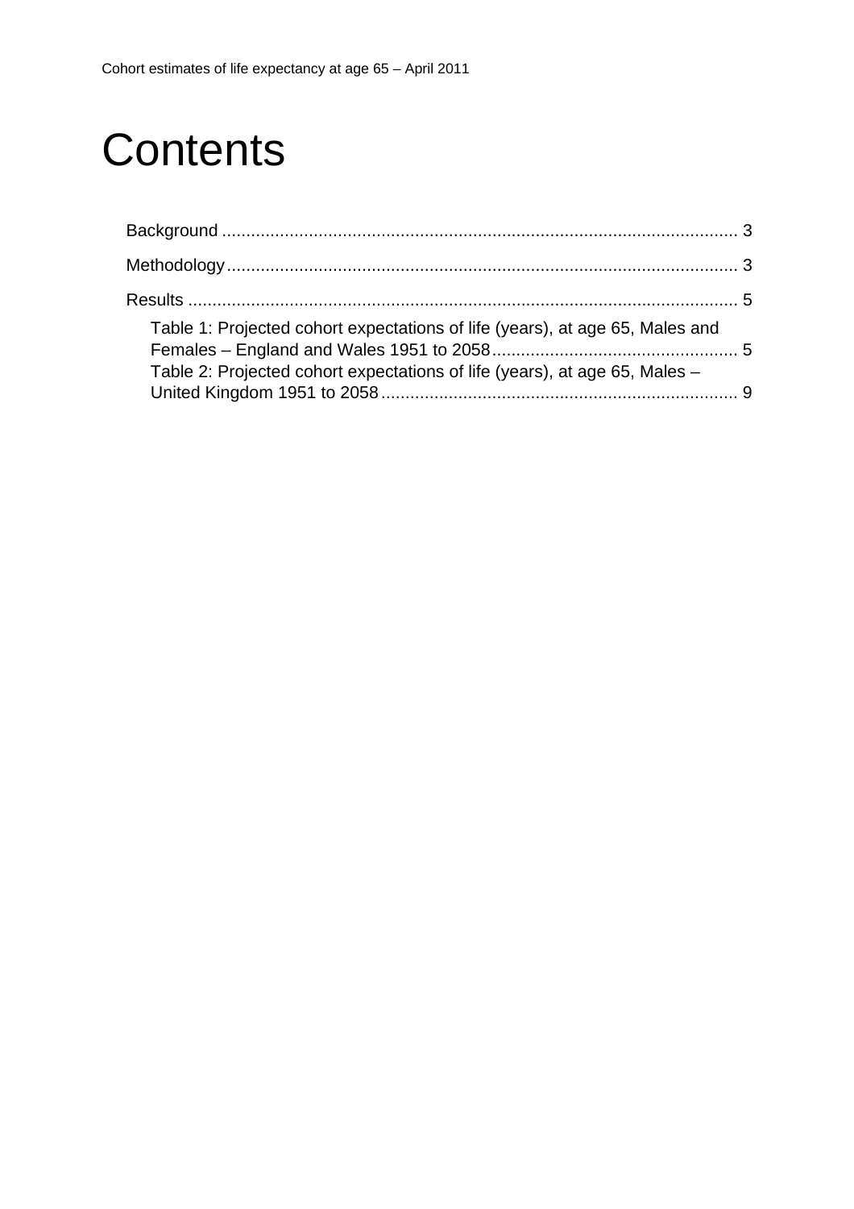# Contents

Background ........................................................................................................ 3

Methodology ........................................................................................................ 3

Results ................................................................................................................ 5

- Table 1: Projected cohort expectations of life (years), at age 65, Males and Females – England and Wales 1951 to 2058 ................................................. 5
- Table 2: Projected cohort expectations of life (years), at age 65, Males – United Kingdom 1951 to 2058 ........................................................................ 9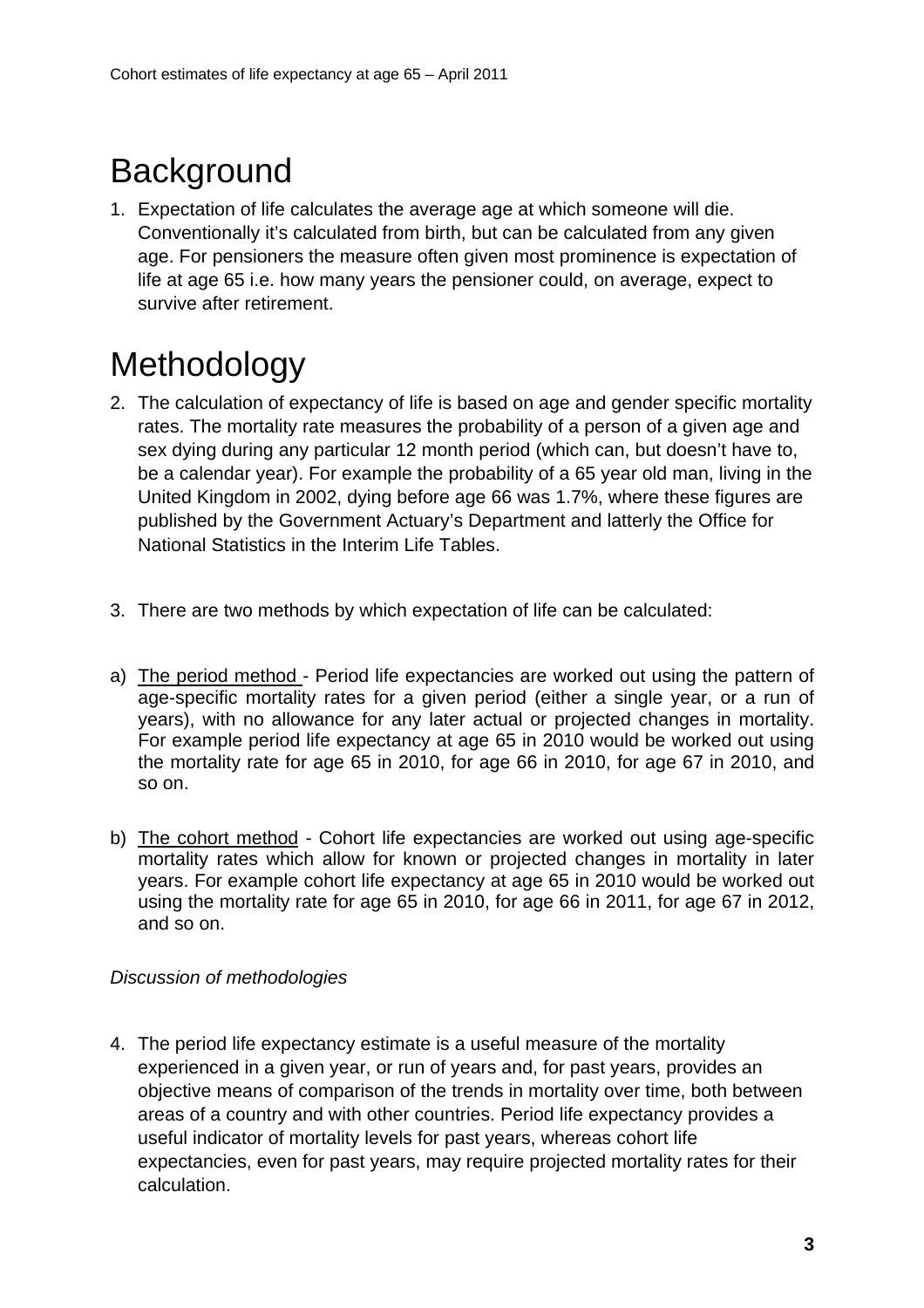# Background

1. Expectation of life calculates the average age at which someone will die. Conventionally it's calculated from birth, but can be calculated from any given age. For pensioners the measure often given most prominence is expectation of life at age 65 i.e. how many years the pensioner could, on average, expect to survive after retirement.

# Methodology

2. The calculation of expectancy of life is based on age and gender specific mortality rates. The mortality rate measures the probability of a person of a given age and sex dying during any particular 12 month period (which can, but doesn't have to, be a calendar year). For example the probability of a 65 year old man, living in the United Kingdom in 2002, dying before age 66 was 1.7%, where these figures are published by the Government Actuary's Department and latterly the Office for National Statistics in the Interim Life Tables.

3. There are two methods by which expectation of life can be calculated:

a) The period method - Period life expectancies are worked out using the pattern of age-specific mortality rates for a given period (either a single year, or a run of years), with no allowance for any later actual or projected changes in mortality. For example period life expectancy at age 65 in 2010 would be worked out using the mortality rate for age 65 in 2010, for age 66 in 2010, for age 67 in 2010, and so on.

b) The cohort method - Cohort life expectancies are worked out using age-specific mortality rates which allow for known or projected changes in mortality in later years. For example cohort life expectancy at age 65 in 2010 would be worked out using the mortality rate for age 65 in 2010, for age 66 in 2011, for age 67 in 2012, and so on.

*Discussion of methodologies*

4. The period life expectancy estimate is a useful measure of the mortality experienced in a given year, or run of years and, for past years, provides an objective means of comparison of the trends in mortality over time, both between areas of a country and with other countries. Period life expectancy provides a useful indicator of mortality levels for past years, whereas cohort life expectancies, even for past years, may require projected mortality rates for their calculation.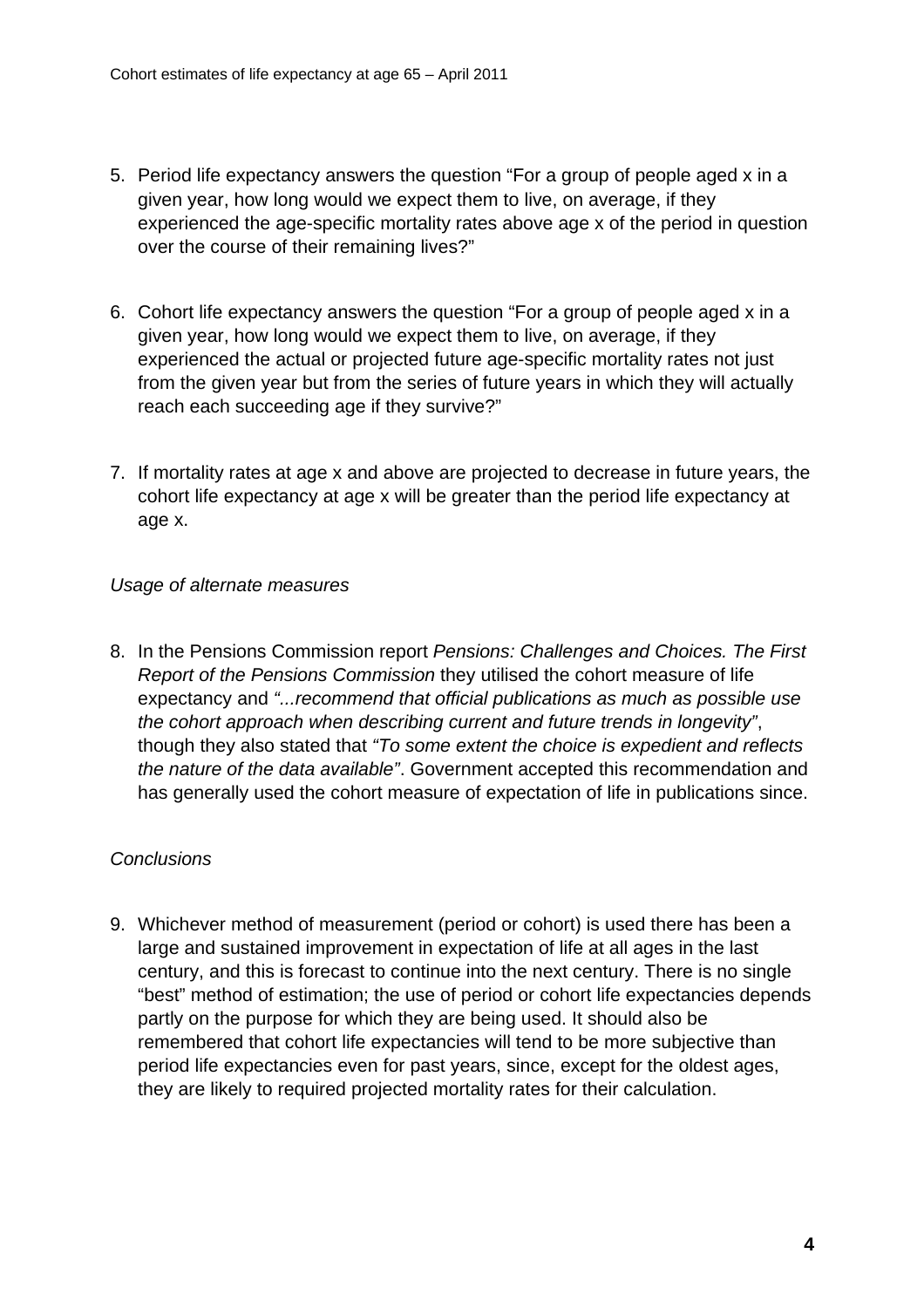5. Period life expectancy answers the question "For a group of people aged x in a given year, how long would we expect them to live, on average, if they experienced the age-specific mortality rates above age x of the period in question over the course of their remaining lives?"

6. Cohort life expectancy answers the question "For a group of people aged x in a given year, how long would we expect them to live, on average, if they experienced the actual or projected future age-specific mortality rates not just from the given year but from the series of future years in which they will actually reach each succeeding age if they survive?"

7. If mortality rates at age x and above are projected to decrease in future years, the cohort life expectancy at age x will be greater than the period life expectancy at age x.

*Usage of alternate measures*

8. In the Pensions Commission report *Pensions: Challenges and Choices. The First Report of the Pensions Commission* they utilised the cohort measure of life expectancy and *"...recommend that official publications as much as possible use the cohort approach when describing current and future trends in longevity"*, though they also stated that *"To some extent the choice is expedient and reflects the nature of the data available"*. Government accepted this recommendation and has generally used the cohort measure of expectation of life in publications since.

*Conclusions*

9. Whichever method of measurement (period or cohort) is used there has been a large and sustained improvement in expectation of life at all ages in the last century, and this is forecast to continue into the next century. There is no single "best" method of estimation; the use of period or cohort life expectancies depends partly on the purpose for which they are being used. It should also be remembered that cohort life expectancies will tend to be more subjective than period life expectancies even for past years, since, except for the oldest ages, they are likely to required projected mortality rates for their calculation.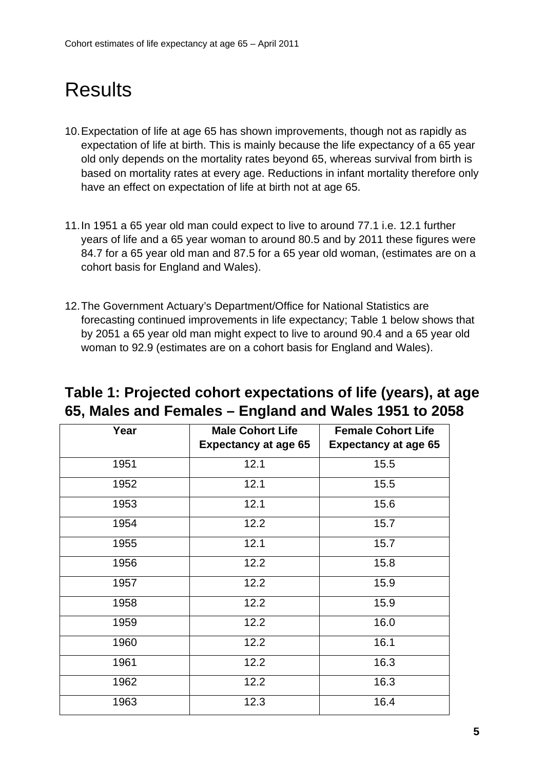# Results

10. Expectation of life at age 65 has shown improvements, though not as rapidly as expectation of life at birth. This is mainly because the life expectancy of a 65 year old only depends on the mortality rates beyond 65, whereas survival from birth is based on mortality rates at every age. Reductions in infant mortality therefore only have an effect on expectation of life at birth not at age 65.

11. In 1951 a 65 year old man could expect to live to around 77.1 i.e. 12.1 further years of life and a 65 year woman to around 80.5 and by 2011 these figures were 84.7 for a 65 year old man and 87.5 for a 65 year old woman, (estimates are on a cohort basis for England and Wales).

12. The Government Actuary's Department/Office for National Statistics are forecasting continued improvements in life expectancy; Table 1 below shows that by 2051 a 65 year old man might expect to live to around 90.4 and a 65 year old woman to 92.9 (estimates are on a cohort basis for England and Wales).

## Table 1: Projected cohort expectations of life (years), at age 65, Males and Females – England and Wales 1951 to 2058

| Year | Male Cohort Life Expectancy at age 65 | Female Cohort Life Expectancy at age 65 |
|---|---|---|
| 1951 | 12.1 | 15.5 |
| 1952 | 12.1 | 15.5 |
| 1953 | 12.1 | 15.6 |
| 1954 | 12.2 | 15.7 |
| 1955 | 12.1 | 15.7 |
| 1956 | 12.2 | 15.8 |
| 1957 | 12.2 | 15.9 |
| 1958 | 12.2 | 15.9 |
| 1959 | 12.2 | 16.0 |
| 1960 | 12.2 | 16.1 |
| 1961 | 12.2 | 16.3 |
| 1962 | 12.2 | 16.3 |
| 1963 | 12.3 | 16.4 |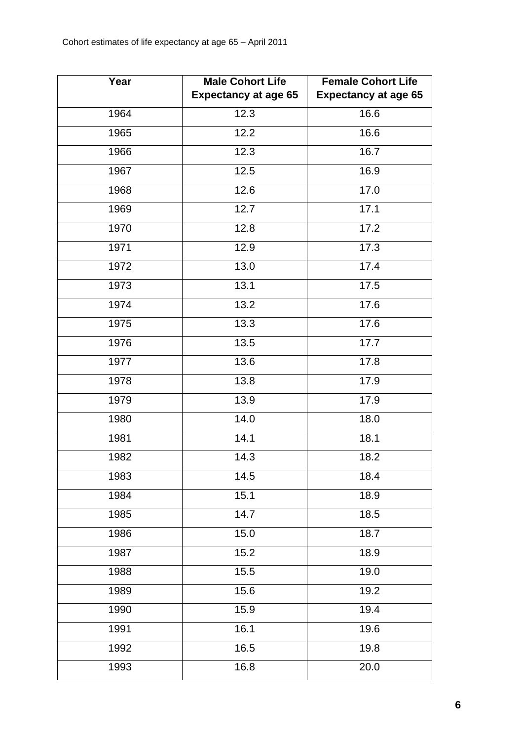| Year | Male Cohort Life Expectancy at age 65 | Female Cohort Life Expectancy at age 65 |
|---|---|---|
| 1964 | 12.3 | 16.6 |
| 1965 | 12.2 | 16.6 |
| 1966 | 12.3 | 16.7 |
| 1967 | 12.5 | 16.9 |
| 1968 | 12.6 | 17.0 |
| 1969 | 12.7 | 17.1 |
| 1970 | 12.8 | 17.2 |
| 1971 | 12.9 | 17.3 |
| 1972 | 13.0 | 17.4 |
| 1973 | 13.1 | 17.5 |
| 1974 | 13.2 | 17.6 |
| 1975 | 13.3 | 17.6 |
| 1976 | 13.5 | 17.7 |
| 1977 | 13.6 | 17.8 |
| 1978 | 13.8 | 17.9 |
| 1979 | 13.9 | 17.9 |
| 1980 | 14.0 | 18.0 |
| 1981 | 14.1 | 18.1 |
| 1982 | 14.3 | 18.2 |
| 1983 | 14.5 | 18.4 |
| 1984 | 15.1 | 18.9 |
| 1985 | 14.7 | 18.5 |
| 1986 | 15.0 | 18.7 |
| 1987 | 15.2 | 18.9 |
| 1988 | 15.5 | 19.0 |
| 1989 | 15.6 | 19.2 |
| 1990 | 15.9 | 19.4 |
| 1991 | 16.1 | 19.6 |
| 1992 | 16.5 | 19.8 |
| 1993 | 16.8 | 20.0 |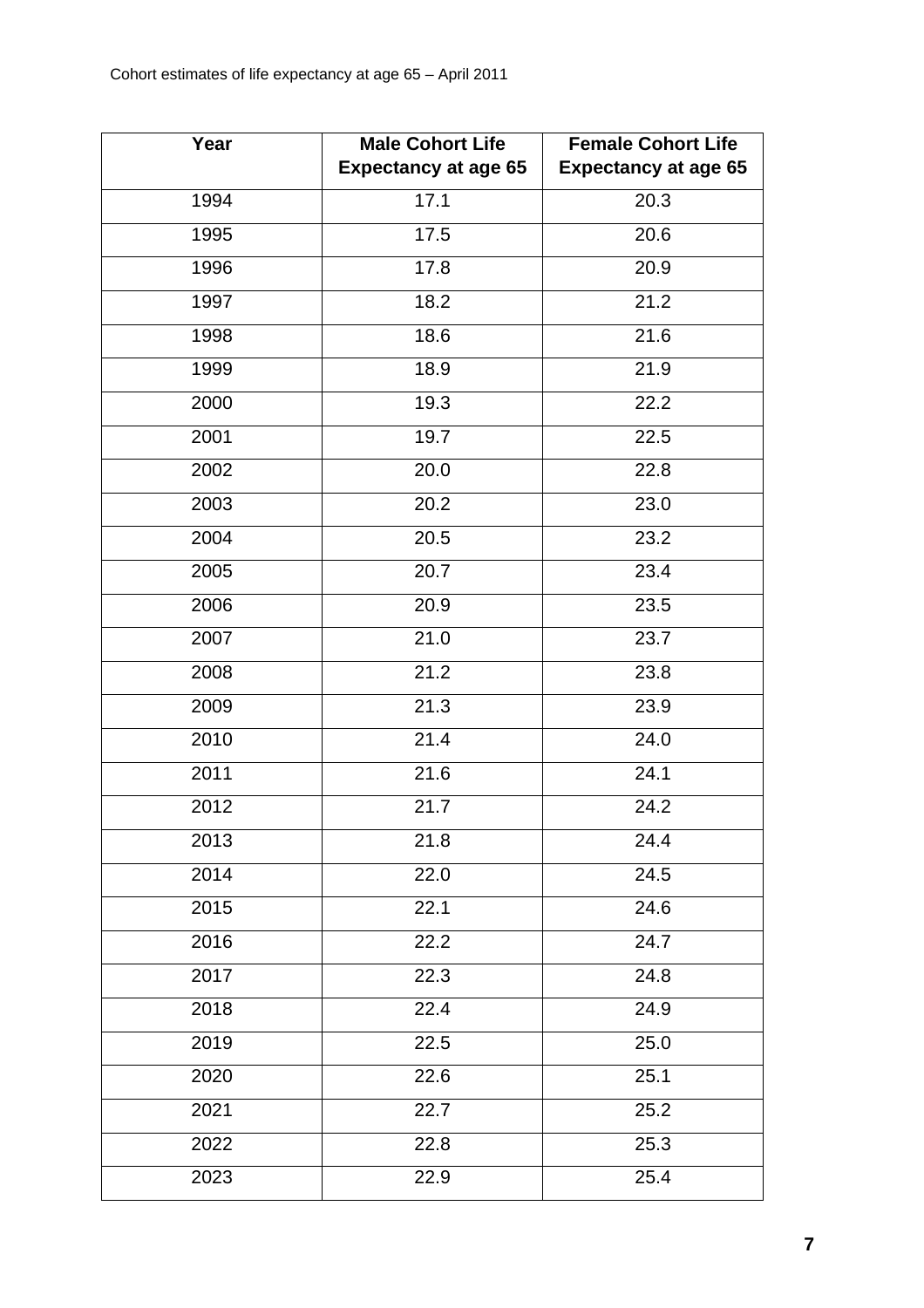| Year | Male Cohort Life Expectancy at age 65 | Female Cohort Life Expectancy at age 65 |
|---|---|---|
| 1994 | 17.1 | 20.3 |
| 1995 | 17.5 | 20.6 |
| 1996 | 17.8 | 20.9 |
| 1997 | 18.2 | 21.2 |
| 1998 | 18.6 | 21.6 |
| 1999 | 18.9 | 21.9 |
| 2000 | 19.3 | 22.2 |
| 2001 | 19.7 | 22.5 |
| 2002 | 20.0 | 22.8 |
| 2003 | 20.2 | 23.0 |
| 2004 | 20.5 | 23.2 |
| 2005 | 20.7 | 23.4 |
| 2006 | 20.9 | 23.5 |
| 2007 | 21.0 | 23.7 |
| 2008 | 21.2 | 23.8 |
| 2009 | 21.3 | 23.9 |
| 2010 | 21.4 | 24.0 |
| 2011 | 21.6 | 24.1 |
| 2012 | 21.7 | 24.2 |
| 2013 | 21.8 | 24.4 |
| 2014 | 22.0 | 24.5 |
| 2015 | 22.1 | 24.6 |
| 2016 | 22.2 | 24.7 |
| 2017 | 22.3 | 24.8 |
| 2018 | 22.4 | 24.9 |
| 2019 | 22.5 | 25.0 |
| 2020 | 22.6 | 25.1 |
| 2021 | 22.7 | 25.2 |
| 2022 | 22.8 | 25.3 |
| 2023 | 22.9 | 25.4 |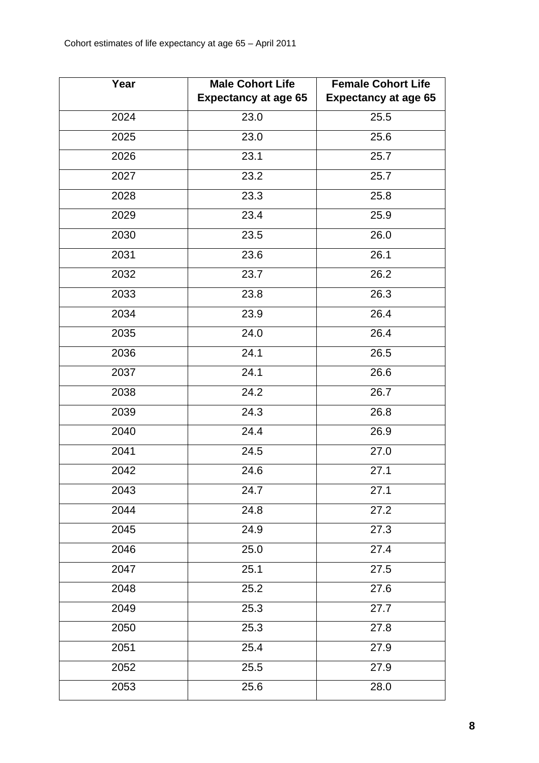| Year | Male Cohort Life Expectancy at age 65 | Female Cohort Life Expectancy at age 65 |
|---|---|---|
| 2024 | 23.0 | 25.5 |
| 2025 | 23.0 | 25.6 |
| 2026 | 23.1 | 25.7 |
| 2027 | 23.2 | 25.7 |
| 2028 | 23.3 | 25.8 |
| 2029 | 23.4 | 25.9 |
| 2030 | 23.5 | 26.0 |
| 2031 | 23.6 | 26.1 |
| 2032 | 23.7 | 26.2 |
| 2033 | 23.8 | 26.3 |
| 2034 | 23.9 | 26.4 |
| 2035 | 24.0 | 26.4 |
| 2036 | 24.1 | 26.5 |
| 2037 | 24.1 | 26.6 |
| 2038 | 24.2 | 26.7 |
| 2039 | 24.3 | 26.8 |
| 2040 | 24.4 | 26.9 |
| 2041 | 24.5 | 27.0 |
| 2042 | 24.6 | 27.1 |
| 2043 | 24.7 | 27.1 |
| 2044 | 24.8 | 27.2 |
| 2045 | 24.9 | 27.3 |
| 2046 | 25.0 | 27.4 |
| 2047 | 25.1 | 27.5 |
| 2048 | 25.2 | 27.6 |
| 2049 | 25.3 | 27.7 |
| 2050 | 25.3 | 27.8 |
| 2051 | 25.4 | 27.9 |
| 2052 | 25.5 | 27.9 |
| 2053 | 25.6 | 28.0 |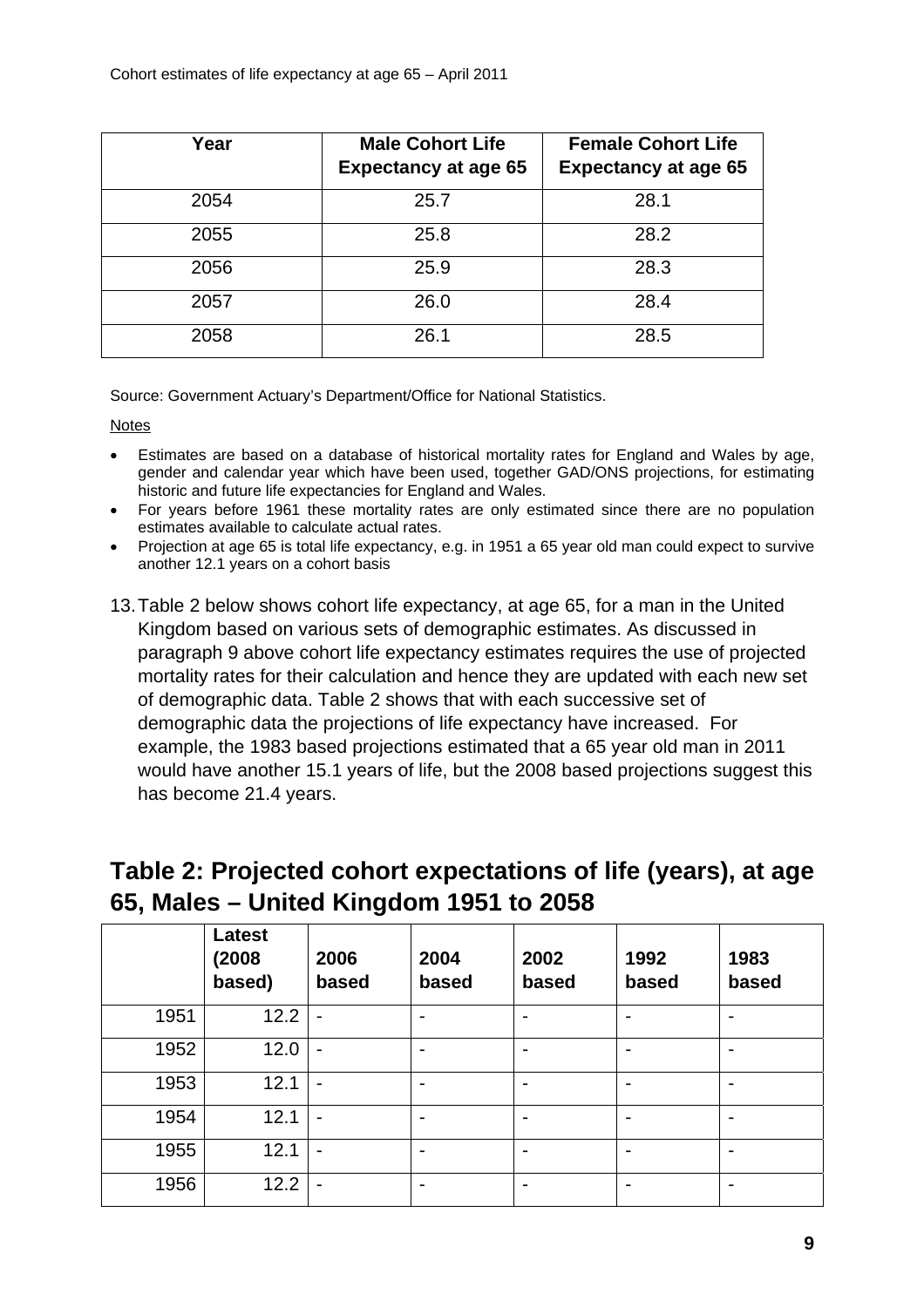Cohort estimates of life expectancy at age 65 – April 2011

| Year | Male Cohort Life Expectancy at age 65 | Female Cohort Life Expectancy at age 65 |
|---|---|---|
| 2054 | 25.7 | 28.1 |
| 2055 | 25.8 | 28.2 |
| 2056 | 25.9 | 28.3 |
| 2057 | 26.0 | 28.4 |
| 2058 | 26.1 | 28.5 |

Source: Government Actuary's Department/Office for National Statistics.

Notes

- Estimates are based on a database of historical mortality rates for England and Wales by age, gender and calendar year which have been used, together GAD/ONS projections, for estimating historic and future life expectancies for England and Wales.
- For years before 1961 these mortality rates are only estimated since there are no population estimates available to calculate actual rates.
- Projection at age 65 is total life expectancy, e.g. in 1951 a 65 year old man could expect to survive another 12.1 years on a cohort basis

13. Table 2 below shows cohort life expectancy, at age 65, for a man in the United Kingdom based on various sets of demographic estimates. As discussed in paragraph 9 above cohort life expectancy estimates requires the use of projected mortality rates for their calculation and hence they are updated with each new set of demographic data. Table 2 shows that with each successive set of demographic data the projections of life expectancy have increased. For example, the 1983 based projections estimated that a 65 year old man in 2011 would have another 15.1 years of life, but the 2008 based projections suggest this has become 21.4 years.

## Table 2: Projected cohort expectations of life (years), at age 65, Males – United Kingdom 1951 to 2058

| | Latest (2008 based) | 2006 based | 2004 based | 2002 based | 1992 based | 1983 based |
|---|---|---|---|---|---|---|
| 1951 | 12.2 | - | - | - | - | - |
| 1952 | 12.0 | - | - | - | - | - |
| 1953 | 12.1 | - | - | - | - | - |
| 1954 | 12.1 | - | - | - | - | - |
| 1955 | 12.1 | - | - | - | - | - |
| 1956 | 12.2 | - | - | - | - | - |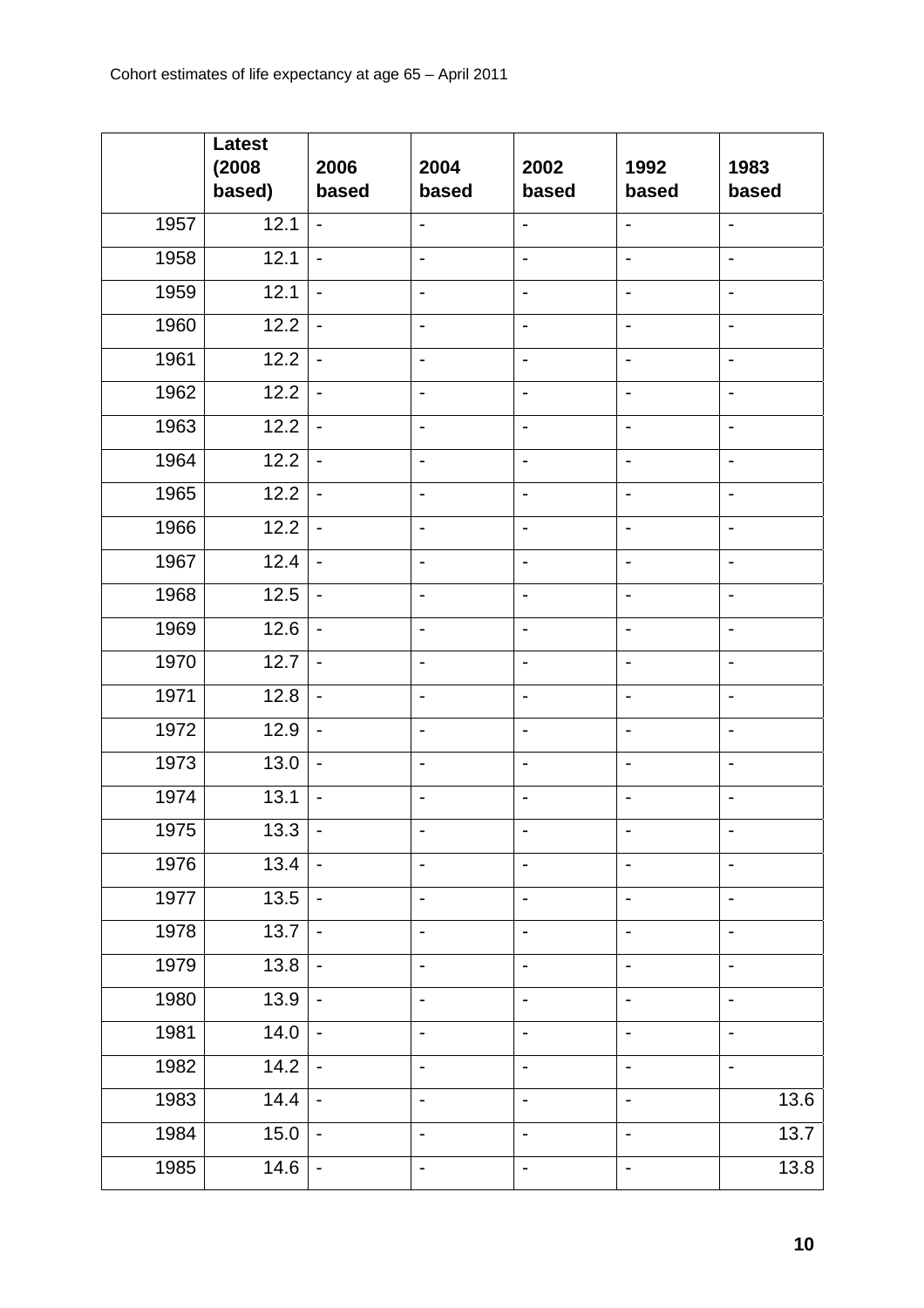|  | Latest (2008 based) | 2006 based | 2004 based | 2002 based | 1992 based | 1983 based |
|---|---|---|---|---|---|---|
| 1957 | 12.1 | - | - | - | - | - |
| 1958 | 12.1 | - | - | - | - | - |
| 1959 | 12.1 | - | - | - | - | - |
| 1960 | 12.2 | - | - | - | - | - |
| 1961 | 12.2 | - | - | - | - | - |
| 1962 | 12.2 | - | - | - | - | - |
| 1963 | 12.2 | - | - | - | - | - |
| 1964 | 12.2 | - | - | - | - | - |
| 1965 | 12.2 | - | - | - | - | - |
| 1966 | 12.2 | - | - | - | - | - |
| 1967 | 12.4 | - | - | - | - | - |
| 1968 | 12.5 | - | - | - | - | - |
| 1969 | 12.6 | - | - | - | - | - |
| 1970 | 12.7 | - | - | - | - | - |
| 1971 | 12.8 | - | - | - | - | - |
| 1972 | 12.9 | - | - | - | - | - |
| 1973 | 13.0 | - | - | - | - | - |
| 1974 | 13.1 | - | - | - | - | - |
| 1975 | 13.3 | - | - | - | - | - |
| 1976 | 13.4 | - | - | - | - | - |
| 1977 | 13.5 | - | - | - | - | - |
| 1978 | 13.7 | - | - | - | - | - |
| 1979 | 13.8 | - | - | - | - | - |
| 1980 | 13.9 | - | - | - | - | - |
| 1981 | 14.0 | - | - | - | - | - |
| 1982 | 14.2 | - | - | - | - | - |
| 1983 | 14.4 | - | - | - | - | 13.6 |
| 1984 | 15.0 | - | - | - | - | 13.7 |
| 1985 | 14.6 | - | - | - | - | 13.8 |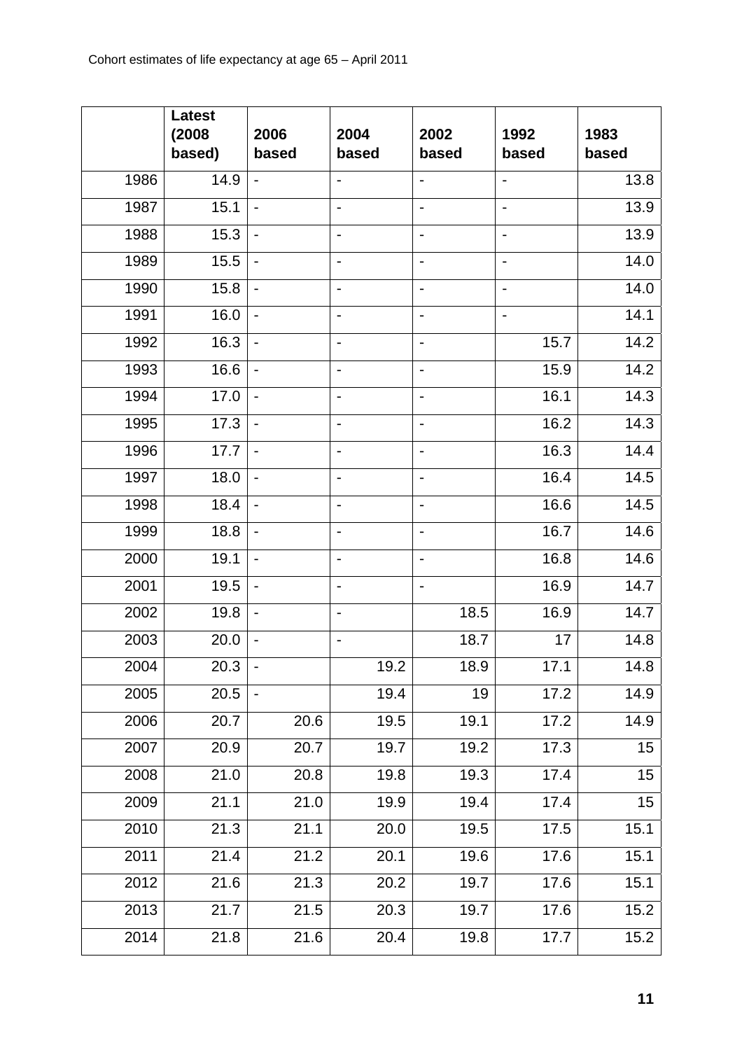| | Latest (2008 based) | 2006 based | 2004 based | 2002 based | 1992 based | 1983 based |
|---|---|---|---|---|---|---|
| 1986 | 14.9 | - | - | - | - | 13.8 |
| 1987 | 15.1 | - | - | - | - | 13.9 |
| 1988 | 15.3 | - | - | - | - | 13.9 |
| 1989 | 15.5 | - | - | - | - | 14.0 |
| 1990 | 15.8 | - | - | - | - | 14.0 |
| 1991 | 16.0 | - | - | - | - | 14.1 |
| 1992 | 16.3 | - | - | - | 15.7 | 14.2 |
| 1993 | 16.6 | - | - | - | 15.9 | 14.2 |
| 1994 | 17.0 | - | - | - | 16.1 | 14.3 |
| 1995 | 17.3 | - | - | - | 16.2 | 14.3 |
| 1996 | 17.7 | - | - | - | 16.3 | 14.4 |
| 1997 | 18.0 | - | - | - | 16.4 | 14.5 |
| 1998 | 18.4 | - | - | - | 16.6 | 14.5 |
| 1999 | 18.8 | - | - | - | 16.7 | 14.6 |
| 2000 | 19.1 | - | - | - | 16.8 | 14.6 |
| 2001 | 19.5 | - | - | - | 16.9 | 14.7 |
| 2002 | 19.8 | - | - | 18.5 | 16.9 | 14.7 |
| 2003 | 20.0 | - | - | 18.7 | 17 | 14.8 |
| 2004 | 20.3 | - | 19.2 | 18.9 | 17.1 | 14.8 |
| 2005 | 20.5 | - | 19.4 | 19 | 17.2 | 14.9 |
| 2006 | 20.7 | 20.6 | 19.5 | 19.1 | 17.2 | 14.9 |
| 2007 | 20.9 | 20.7 | 19.7 | 19.2 | 17.3 | 15 |
| 2008 | 21.0 | 20.8 | 19.8 | 19.3 | 17.4 | 15 |
| 2009 | 21.1 | 21.0 | 19.9 | 19.4 | 17.4 | 15 |
| 2010 | 21.3 | 21.1 | 20.0 | 19.5 | 17.5 | 15.1 |
| 2011 | 21.4 | 21.2 | 20.1 | 19.6 | 17.6 | 15.1 |
| 2012 | 21.6 | 21.3 | 20.2 | 19.7 | 17.6 | 15.1 |
| 2013 | 21.7 | 21.5 | 20.3 | 19.7 | 17.6 | 15.2 |
| 2014 | 21.8 | 21.6 | 20.4 | 19.8 | 17.7 | 15.2 |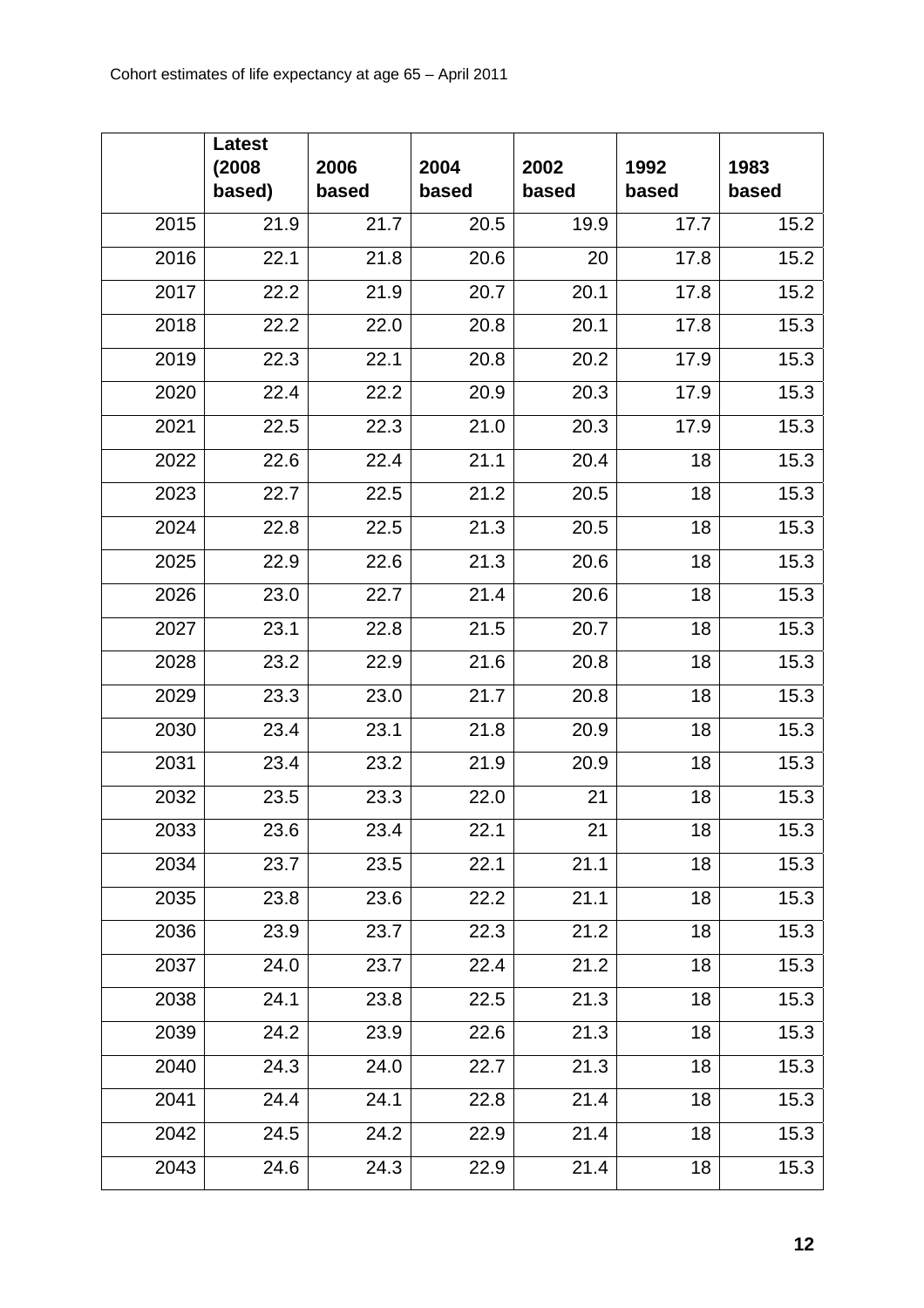Cohort estimates of life expectancy at age 65 – April 2011

| | Latest (2008 based) | 2006 based | 2004 based | 2002 based | 1992 based | 1983 based |
|---|---|---|---|---|---|---|
| 2015 | 21.9 | 21.7 | 20.5 | 19.9 | 17.7 | 15.2 |
| 2016 | 22.1 | 21.8 | 20.6 | 20 | 17.8 | 15.2 |
| 2017 | 22.2 | 21.9 | 20.7 | 20.1 | 17.8 | 15.2 |
| 2018 | 22.2 | 22.0 | 20.8 | 20.1 | 17.8 | 15.3 |
| 2019 | 22.3 | 22.1 | 20.8 | 20.2 | 17.9 | 15.3 |
| 2020 | 22.4 | 22.2 | 20.9 | 20.3 | 17.9 | 15.3 |
| 2021 | 22.5 | 22.3 | 21.0 | 20.3 | 17.9 | 15.3 |
| 2022 | 22.6 | 22.4 | 21.1 | 20.4 | 18 | 15.3 |
| 2023 | 22.7 | 22.5 | 21.2 | 20.5 | 18 | 15.3 |
| 2024 | 22.8 | 22.5 | 21.3 | 20.5 | 18 | 15.3 |
| 2025 | 22.9 | 22.6 | 21.3 | 20.6 | 18 | 15.3 |
| 2026 | 23.0 | 22.7 | 21.4 | 20.6 | 18 | 15.3 |
| 2027 | 23.1 | 22.8 | 21.5 | 20.7 | 18 | 15.3 |
| 2028 | 23.2 | 22.9 | 21.6 | 20.8 | 18 | 15.3 |
| 2029 | 23.3 | 23.0 | 21.7 | 20.8 | 18 | 15.3 |
| 2030 | 23.4 | 23.1 | 21.8 | 20.9 | 18 | 15.3 |
| 2031 | 23.4 | 23.2 | 21.9 | 20.9 | 18 | 15.3 |
| 2032 | 23.5 | 23.3 | 22.0 | 21 | 18 | 15.3 |
| 2033 | 23.6 | 23.4 | 22.1 | 21 | 18 | 15.3 |
| 2034 | 23.7 | 23.5 | 22.1 | 21.1 | 18 | 15.3 |
| 2035 | 23.8 | 23.6 | 22.2 | 21.1 | 18 | 15.3 |
| 2036 | 23.9 | 23.7 | 22.3 | 21.2 | 18 | 15.3 |
| 2037 | 24.0 | 23.7 | 22.4 | 21.2 | 18 | 15.3 |
| 2038 | 24.1 | 23.8 | 22.5 | 21.3 | 18 | 15.3 |
| 2039 | 24.2 | 23.9 | 22.6 | 21.3 | 18 | 15.3 |
| 2040 | 24.3 | 24.0 | 22.7 | 21.3 | 18 | 15.3 |
| 2041 | 24.4 | 24.1 | 22.8 | 21.4 | 18 | 15.3 |
| 2042 | 24.5 | 24.2 | 22.9 | 21.4 | 18 | 15.3 |
| 2043 | 24.6 | 24.3 | 22.9 | 21.4 | 18 | 15.3 |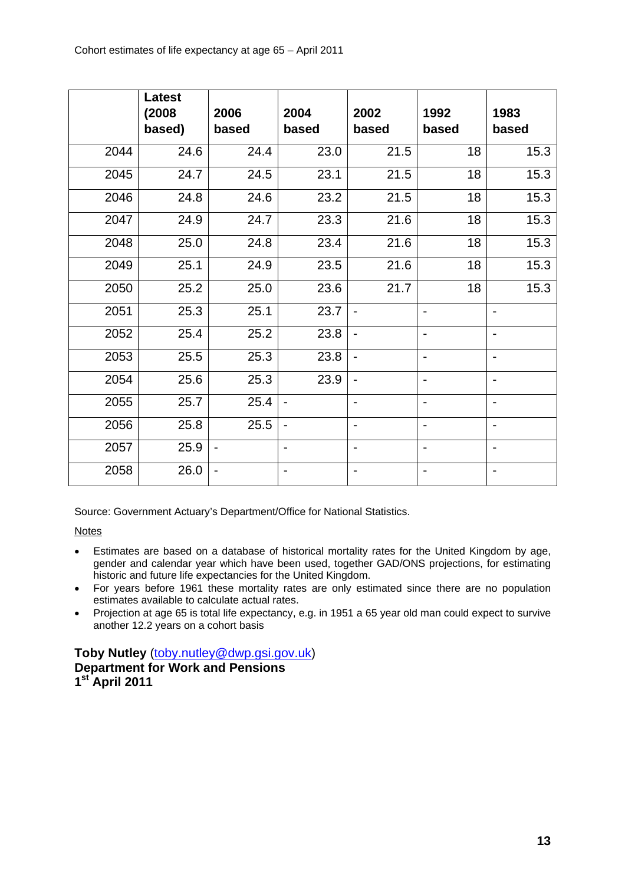Cohort estimates of life expectancy at age 65 – April 2011

| | Latest (2008 based) | 2006 based | 2004 based | 2002 based | 1992 based | 1983 based |
|---|---|---|---|---|---|---|
| 2044 | 24.6 | 24.4 | 23.0 | 21.5 | 18 | 15.3 |
| 2045 | 24.7 | 24.5 | 23.1 | 21.5 | 18 | 15.3 |
| 2046 | 24.8 | 24.6 | 23.2 | 21.5 | 18 | 15.3 |
| 2047 | 24.9 | 24.7 | 23.3 | 21.6 | 18 | 15.3 |
| 2048 | 25.0 | 24.8 | 23.4 | 21.6 | 18 | 15.3 |
| 2049 | 25.1 | 24.9 | 23.5 | 21.6 | 18 | 15.3 |
| 2050 | 25.2 | 25.0 | 23.6 | 21.7 | 18 | 15.3 |
| 2051 | 25.3 | 25.1 | 23.7 | - | - | - |
| 2052 | 25.4 | 25.2 | 23.8 | - | - | - |
| 2053 | 25.5 | 25.3 | 23.8 | - | - | - |
| 2054 | 25.6 | 25.3 | 23.9 | - | - | - |
| 2055 | 25.7 | 25.4 | - | - | - | - |
| 2056 | 25.8 | 25.5 | - | - | - | - |
| 2057 | 25.9 | - | - | - | - | - |
| 2058 | 26.0 | - | - | - | - | - |

Source: Government Actuary's Department/Office for National Statistics.

Notes

- Estimates are based on a database of historical mortality rates for the United Kingdom by age, gender and calendar year which have been used, together GAD/ONS projections, for estimating historic and future life expectancies for the United Kingdom.
- For years before 1961 these mortality rates are only estimated since there are no population estimates available to calculate actual rates.
- Projection at age 65 is total life expectancy, e.g. in 1951 a 65 year old man could expect to survive another 12.2 years on a cohort basis

**Toby Nutley** (toby.nutley@dwp.gsi.gov.uk)
**Department for Work and Pensions**
**1st April 2011**